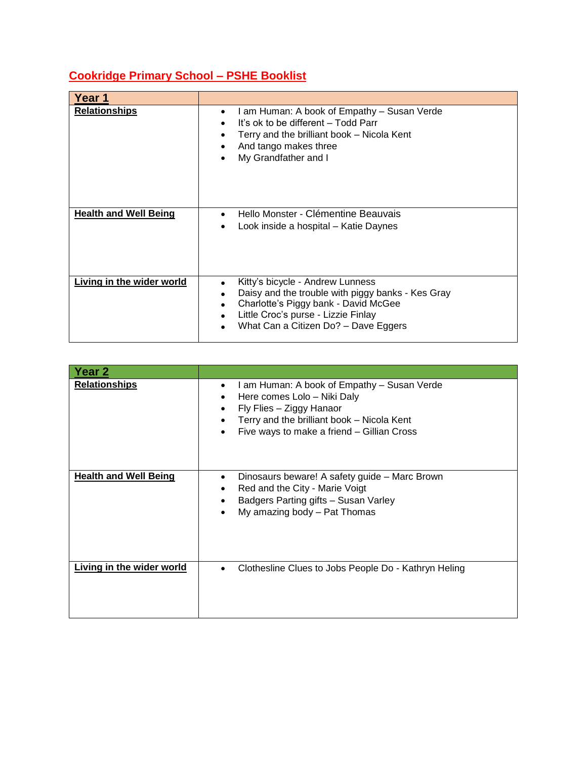# Cookridge Primary School – PSHE Booklist

| Year 1 | |
|---|---|
| **Relationships** | • I am Human: A book of Empathy – Susan Verde<br>• It's ok to be different – Todd Parr<br>• Terry and the brilliant book – Nicola Kent<br>• And tango makes three<br>• My Grandfather and I |
| **Health and Well Being** | • Hello Monster - Clémentine Beauvais<br>• Look inside a hospital – Katie Daynes |
| **Living in the wider world** | • Kitty's bicycle - Andrew Lunness<br>• Daisy and the trouble with piggy banks - Kes Gray<br>• Charlotte's Piggy bank - David McGee<br>• Little Croc's purse - Lizzie Finlay<br>• What Can a Citizen Do? – Dave Eggers |

| Year 2 | |
|---|---|
| **Relationships** | • I am Human: A book of Empathy – Susan Verde<br>• Here comes Lolo – Niki Daly<br>• Fly Flies – Ziggy Hanaor<br>• Terry and the brilliant book – Nicola Kent<br>• Five ways to make a friend – Gillian Cross |
| **Health and Well Being** | • Dinosaurs beware! A safety guide – Marc Brown<br>• Red and the City - Marie Voigt<br>• Badgers Parting gifts – Susan Varley<br>• My amazing body – Pat Thomas |
| **Living in the wider world** | • Clothesline Clues to Jobs People Do - Kathryn Heling |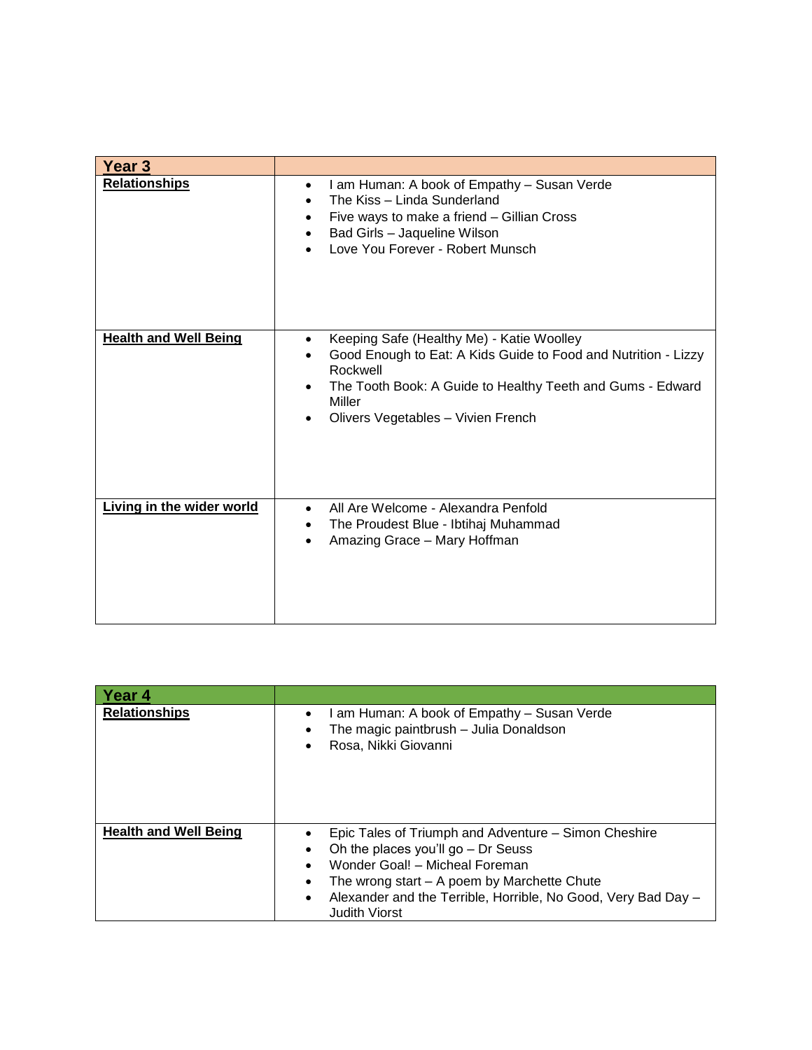| Year 3 | |
|---|---|
| **Relationships** | • I am Human: A book of Empathy – Susan Verde<br>• The Kiss – Linda Sunderland<br>• Five ways to make a friend – Gillian Cross<br>• Bad Girls – Jaqueline Wilson<br>• Love You Forever - Robert Munsch |
| **Health and Well Being** | • Keeping Safe (Healthy Me) - Katie Woolley<br>• Good Enough to Eat: A Kids Guide to Food and Nutrition - Lizzy Rockwell<br>• The Tooth Book: A Guide to Healthy Teeth and Gums - Edward Miller<br>• Olivers Vegetables – Vivien French |
| **Living in the wider world** | • All Are Welcome - Alexandra Penfold<br>• The Proudest Blue - Ibtihaj Muhammad<br>• Amazing Grace – Mary Hoffman |

| Year 4 | |
|---|---|
| **Relationships** | • I am Human: A book of Empathy – Susan Verde<br>• The magic paintbrush – Julia Donaldson<br>• Rosa, Nikki Giovanni |
| **Health and Well Being** | • Epic Tales of Triumph and Adventure – Simon Cheshire<br>• Oh the places you'll go – Dr Seuss<br>• Wonder Goal! – Micheal Foreman<br>• The wrong start – A poem by Marchette Chute<br>• Alexander and the Terrible, Horrible, No Good, Very Bad Day – Judith Viorst |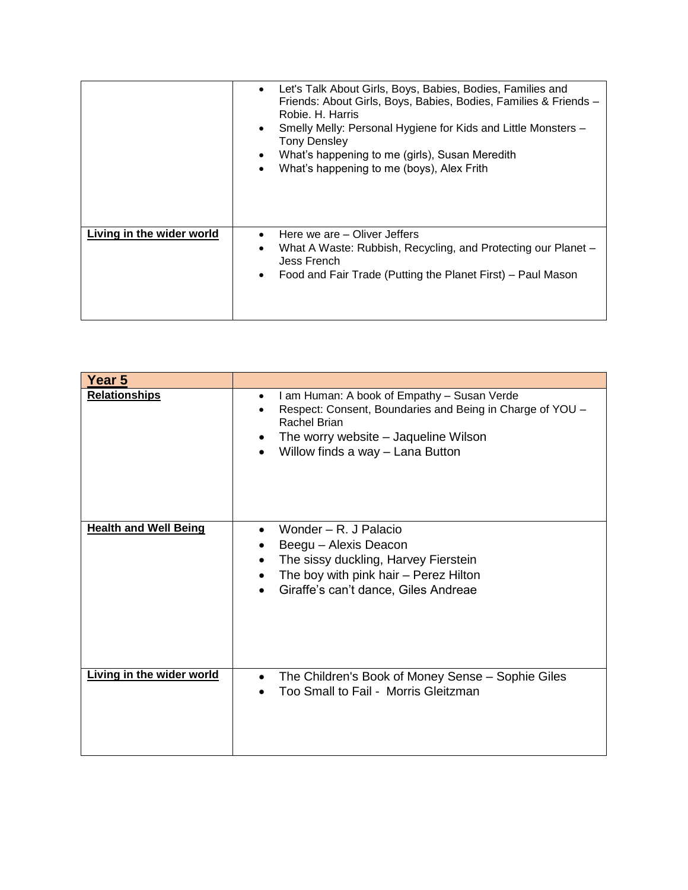| | |
|---|---|
| | • Let's Talk About Girls, Boys, Babies, Bodies, Families and Friends: About Girls, Boys, Babies, Bodies, Families & Friends – Robie. H. Harris<br>• Smelly Melly: Personal Hygiene for Kids and Little Monsters – Tony Densley<br>• What's happening to me (girls), Susan Meredith<br>• What's happening to me (boys), Alex Frith |
| **Living in the wider world** | • Here we are – Oliver Jeffers<br>• What A Waste: Rubbish, Recycling, and Protecting our Planet – Jess French<br>• Food and Fair Trade (Putting the Planet First) – Paul Mason |

| **Year 5** | |
|---|---|
| **Relationships** | • I am Human: A book of Empathy – Susan Verde<br>• Respect: Consent, Boundaries and Being in Charge of YOU – Rachel Brian<br>• The worry website – Jaqueline Wilson<br>• Willow finds a way – Lana Button |
| **Health and Well Being** | • Wonder – R. J Palacio<br>• Beegu – Alexis Deacon<br>• The sissy duckling, Harvey Fierstein<br>• The boy with pink hair – Perez Hilton<br>• Giraffe's can't dance, Giles Andreae |
| **Living in the wider world** | • The Children's Book of Money Sense – Sophie Giles<br>• Too Small to Fail - Morris Gleitzman |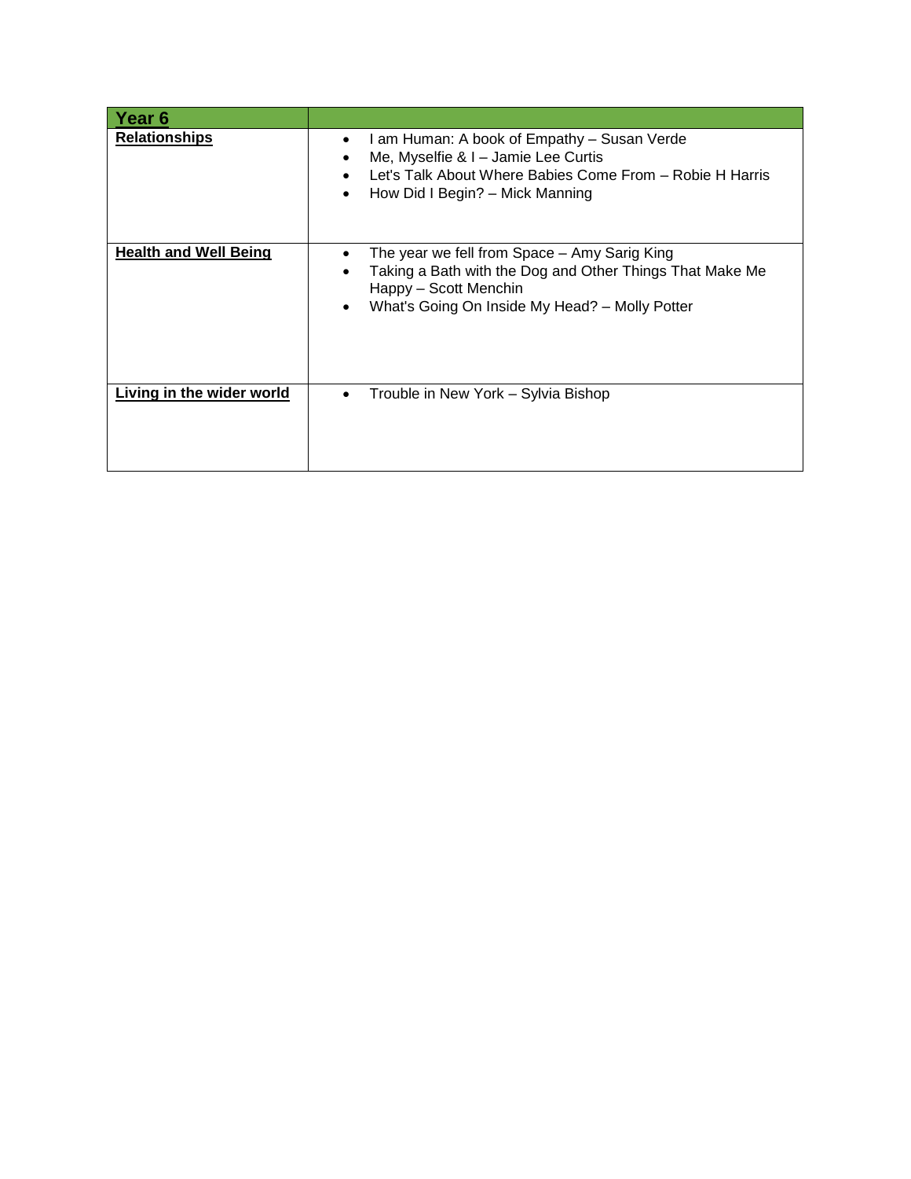| Year 6 | |
|---|---|
| **Relationships** | • I am Human: A book of Empathy – Susan Verde<br>• Me, Myselfie & I – Jamie Lee Curtis<br>• Let's Talk About Where Babies Come From – Robie H Harris<br>• How Did I Begin? – Mick Manning |
| **Health and Well Being** | • The year we fell from Space – Amy Sarig King<br>• Taking a Bath with the Dog and Other Things That Make Me Happy – Scott Menchin<br>• What's Going On Inside My Head? – Molly Potter |
| **Living in the wider world** | • Trouble in New York – Sylvia Bishop |